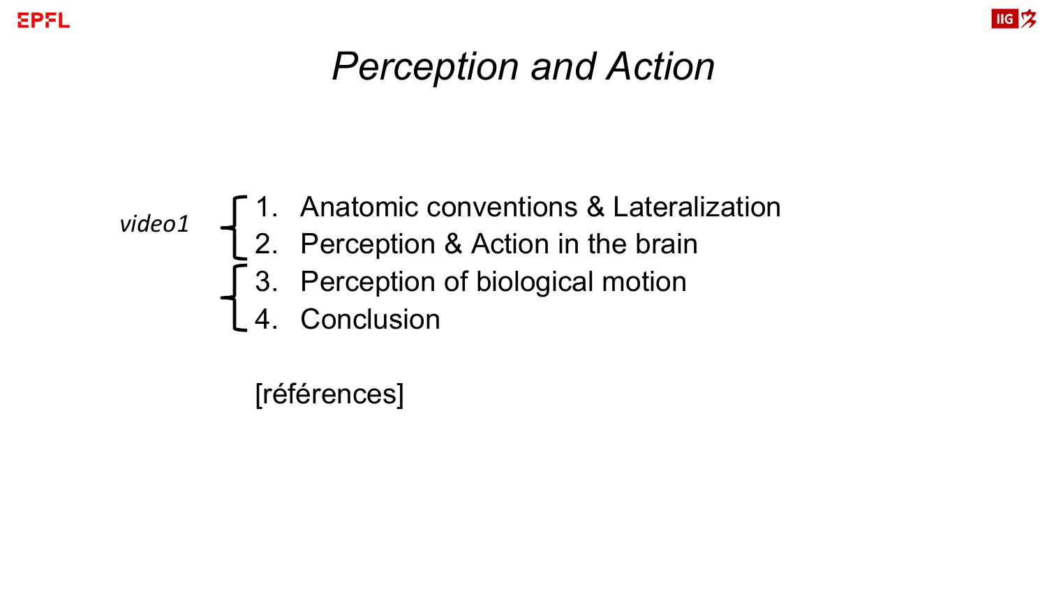# Perception and Action

*video1*

1. Anatomic conventions & Lateralization
2. Perception & Action in the brain
3. Perception of biological motion
4. Conclusion

[références]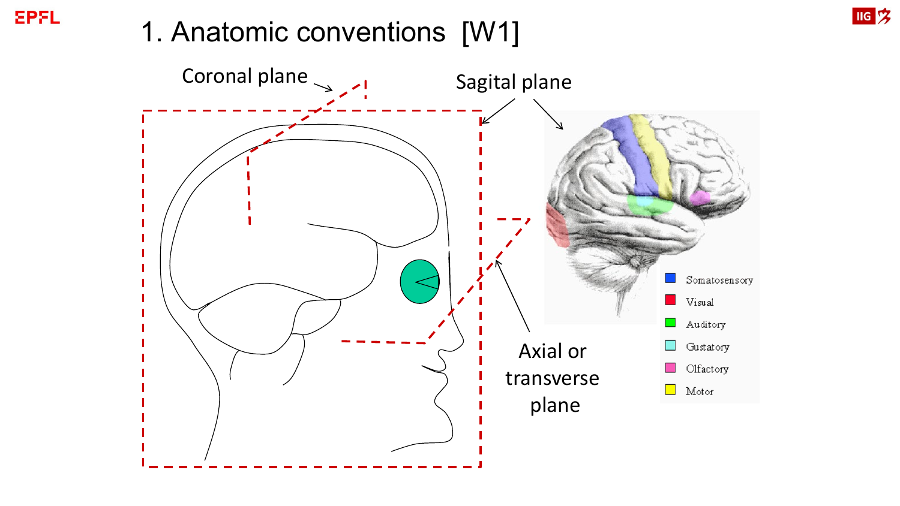# 1. Anatomic conventions [W1]

Coronal plane

Sagital plane

Axial or transverse plane

- Somatosensory
- Visual
- Auditory
- Gustatory
- Olfactory
- Motor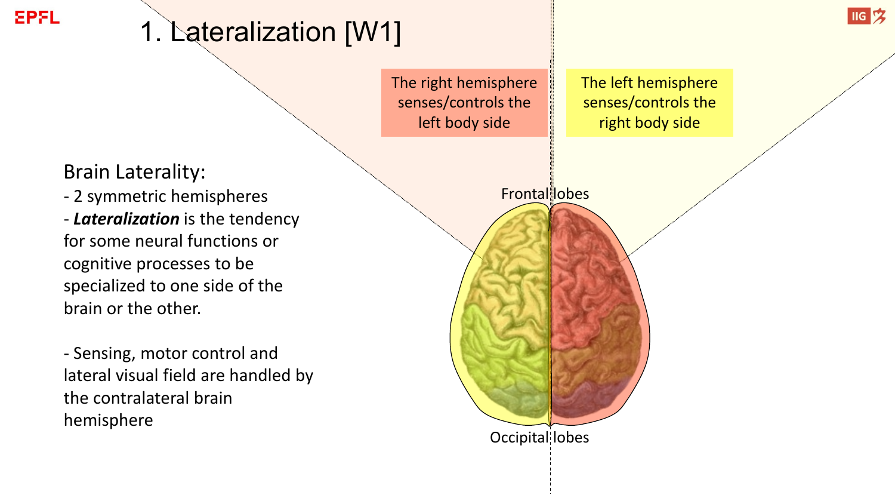# 1. Lateralization [W1]

The right hemisphere senses/controls the left body side

The left hemisphere senses/controls the right body side

Brain Laterality:

- 2 symmetric hemispheres
- ***Lateralization*** is the tendency for some neural functions or cognitive processes to be specialized to one side of the brain or the other.

- Sensing, motor control and lateral visual field are handled by the contralateral brain hemisphere

Frontal lobes

Occipital lobes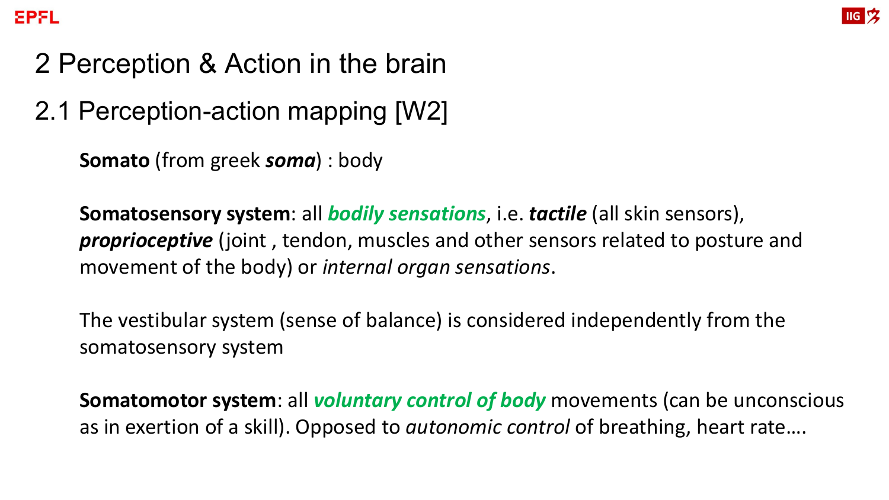# 2 Perception & Action in the brain

## 2.1 Perception-action mapping [W2]

**Somato** (from greek ***soma***) : body

**Somatosensory system**: all ***bodily sensations***, i.e. ***tactile*** (all skin sensors), ***proprioceptive*** (joint , tendon, muscles and other sensors related to posture and movement of the body) or *internal organ sensations*.

The vestibular system (sense of balance) is considered independently from the somatosensory system

**Somatomotor system**: all ***voluntary control of body*** movements (can be unconscious as in exertion of a skill). Opposed to *autonomic control* of breathing, heart rate….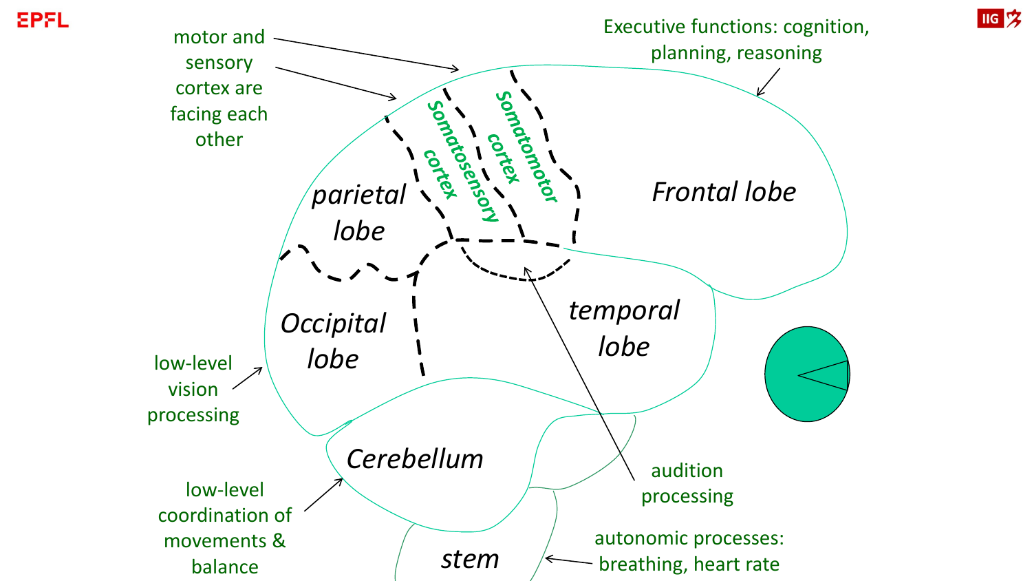motor and sensory cortex are facing each other

Executive functions: cognition, planning, reasoning

Somatosensory cortex

Somatomotor cortex

*parietal lobe*

*Frontal lobe*

*Occipital lobe*

*temporal lobe*

low-level vision processing

*Cerebellum*

audition processing

low-level coordination of movements & balance

*stem*

autonomic processes: breathing, heart rate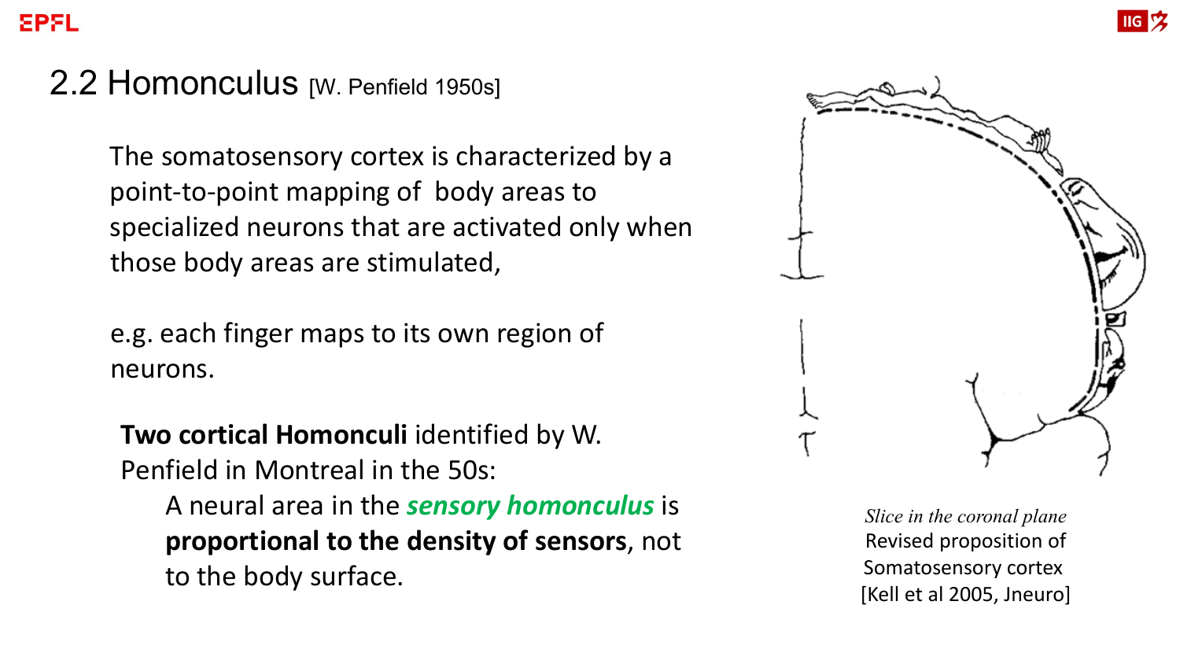## 2.2 Homonculus [W. Penfield 1950s]

The somatosensory cortex is characterized by a point-to-point mapping of body areas to specialized neurons that are activated only when those body areas are stimulated,

e.g. each finger maps to its own region of neurons.

**Two cortical Homonculi** identified by W. Penfield in Montreal in the 50s:

A neural area in the ***sensory homonculus*** is **proportional to the density of sensors**, not to the body surface.

*Slice in the coronal plane*
Revised proposition of Somatosensory cortex
[Kell et al 2005, Jneuro]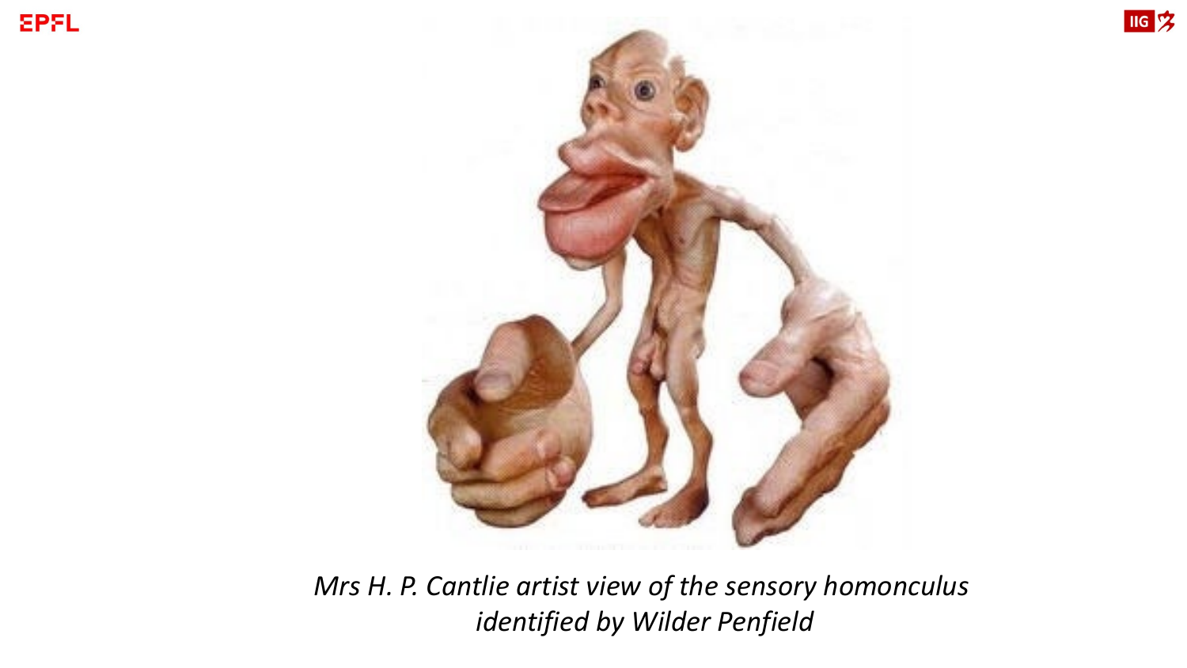*Mrs H. P. Cantlie artist view of the sensory homonculus identified by Wilder Penfield*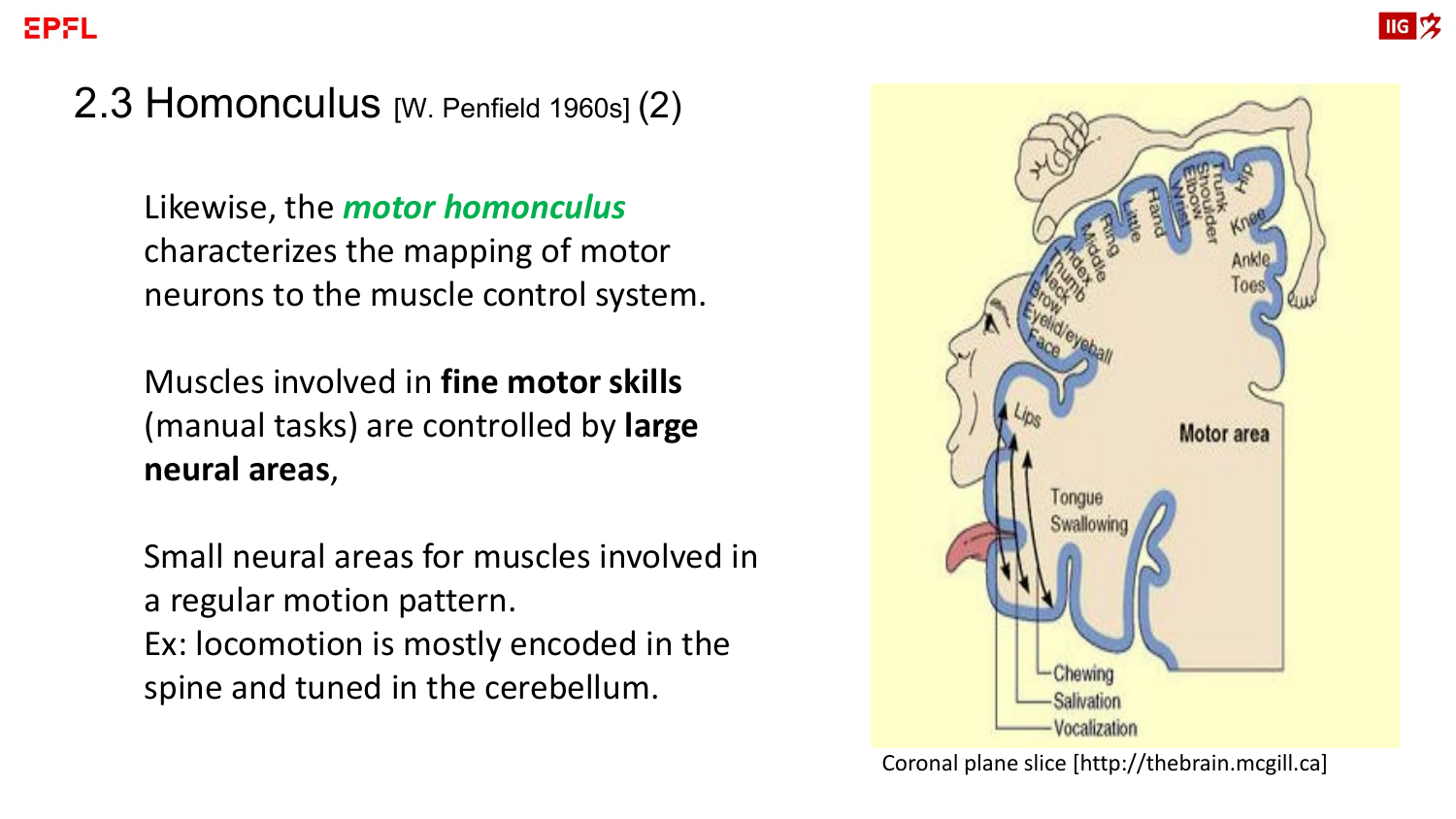## 2.3 Homonculus [W. Penfield 1960s] (2)

Likewise, the ***motor homonculus*** characterizes the mapping of motor neurons to the muscle control system.

Muscles involved in **fine motor skills** (manual tasks) are controlled by **large neural areas**,

Small neural areas for muscles involved in a regular motion pattern.
Ex: locomotion is mostly encoded in the spine and tuned in the cerebellum.

Coronal plane slice [http://thebrain.mcgill.ca]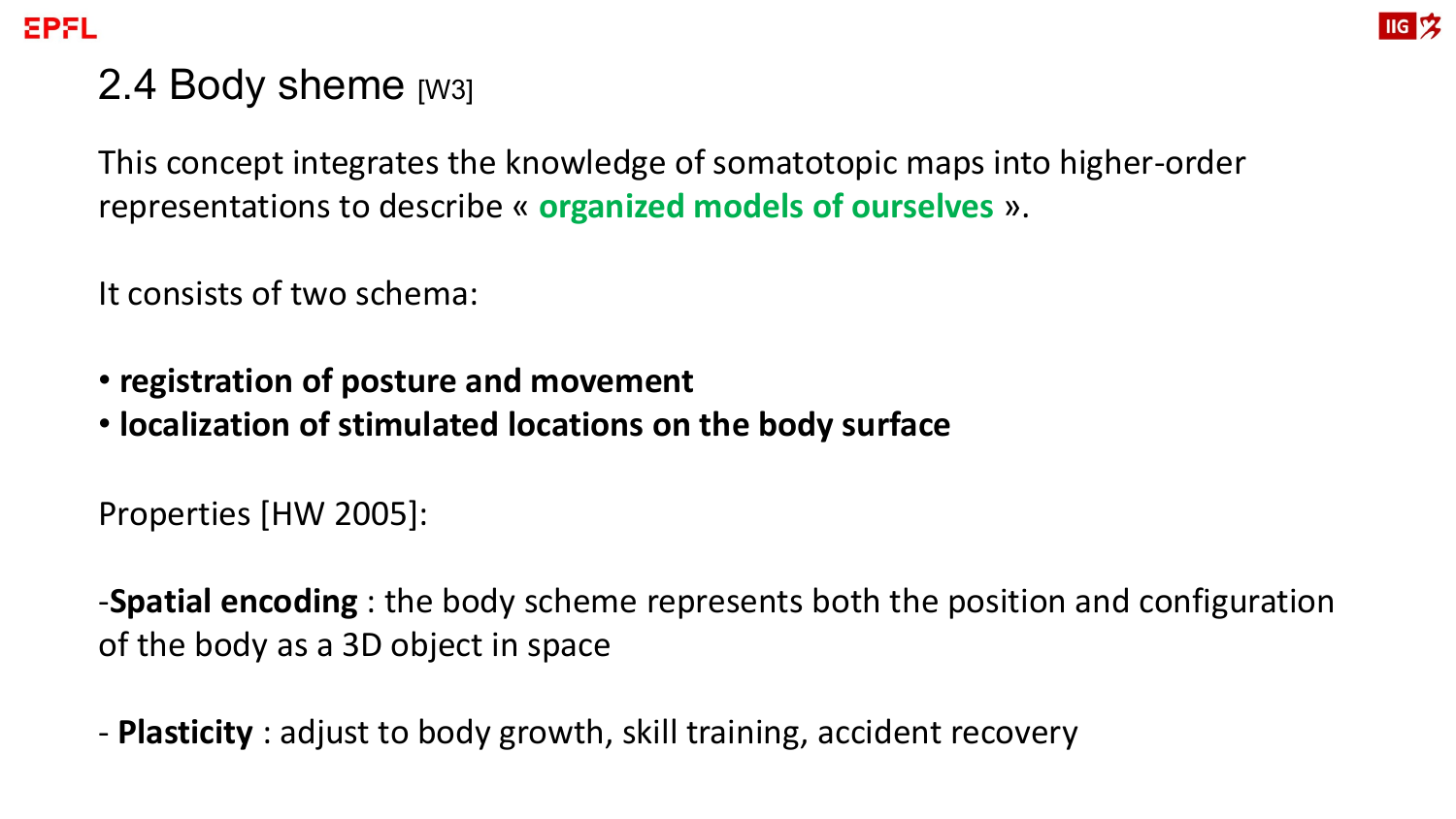## 2.4 Body sheme [W3]

This concept integrates the knowledge of somatotopic maps into higher-order representations to describe « **organized models of ourselves** ».

It consists of two schema:

- **registration of posture and movement**
- **localization of stimulated locations on the body surface**

Properties [HW 2005]:

-**Spatial encoding** : the body scheme represents both the position and configuration of the body as a 3D object in space

- **Plasticity** : adjust to body growth, skill training, accident recovery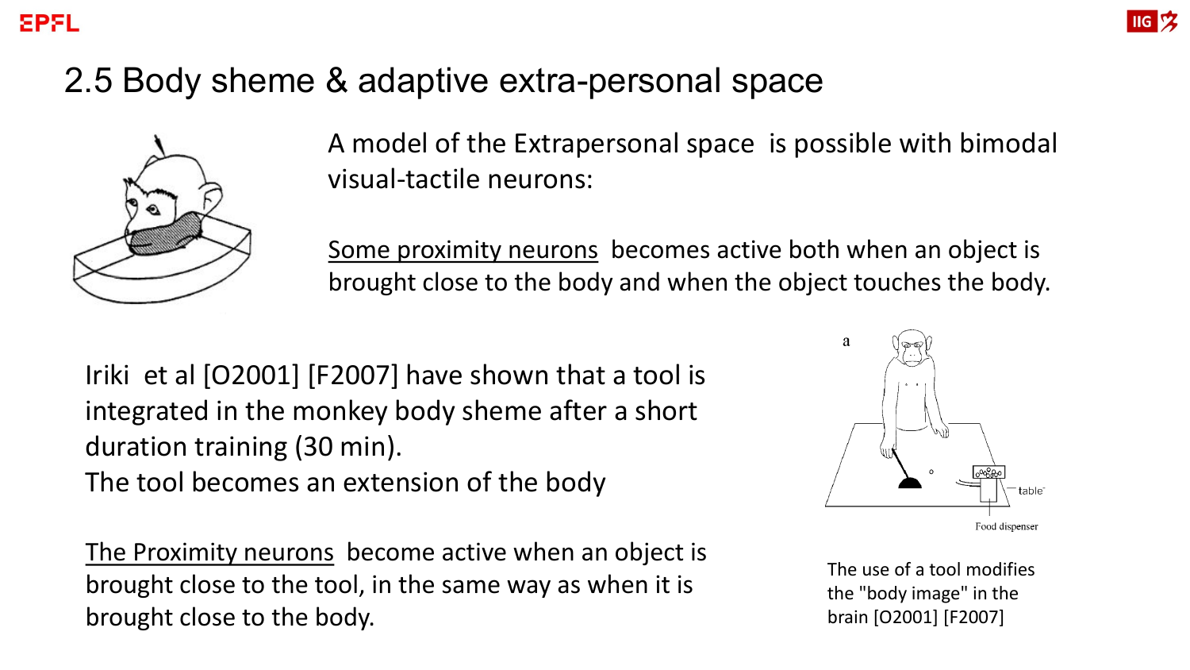## 2.5 Body sheme & adaptive extra-personal space

A model of the Extrapersonal space is possible with bimodal visual-tactile neurons:

Some proximity neurons becomes active both when an object is brought close to the body and when the object touches the body.

Iriki et al [O2001] [F2007] have shown that a tool is integrated in the monkey body sheme after a short duration training (30 min).
The tool becomes an extension of the body

The Proximity neurons become active when an object is brought close to the tool, in the same way as when it is brought close to the body.

The use of a tool modifies the "body image" in the brain [O2001] [F2007]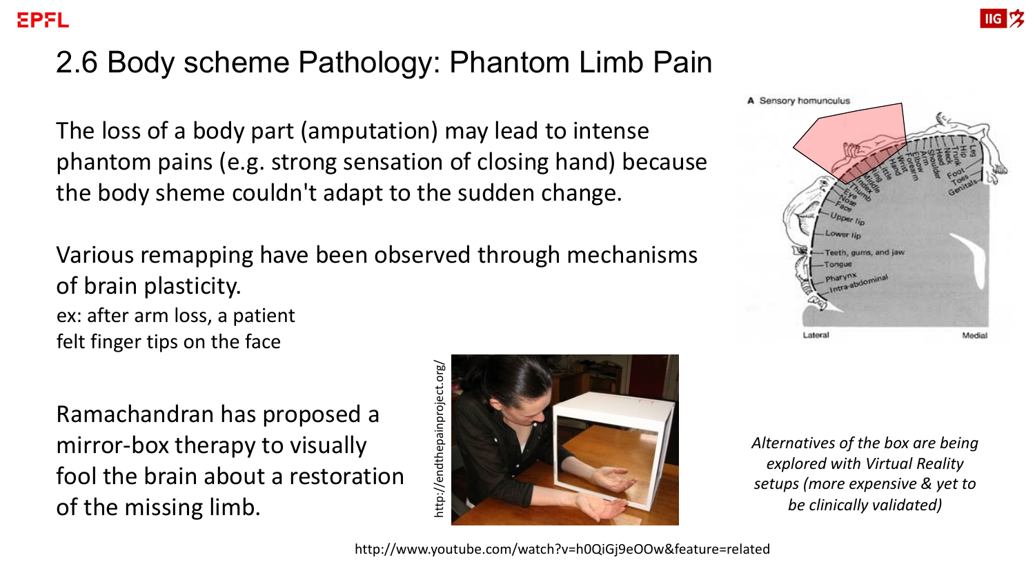## 2.6 Body scheme Pathology: Phantom Limb Pain

The loss of a body part (amputation) may lead to intense phantom pains (e.g. strong sensation of closing hand) because the body sheme couldn't adapt to the sudden change.

Various remapping have been observed through mechanisms of brain plasticity.
ex: after arm loss, a patient felt finger tips on the face

Ramachandran has proposed a mirror-box therapy to visually fool the brain about a restoration of the missing limb.

http://endthepainproject.org/

*Alternatives of the box are being explored with Virtual Reality setups (more expensive & yet to be clinically validated)*

http://www.youtube.com/watch?v=h0QiGj9eOOw&feature=related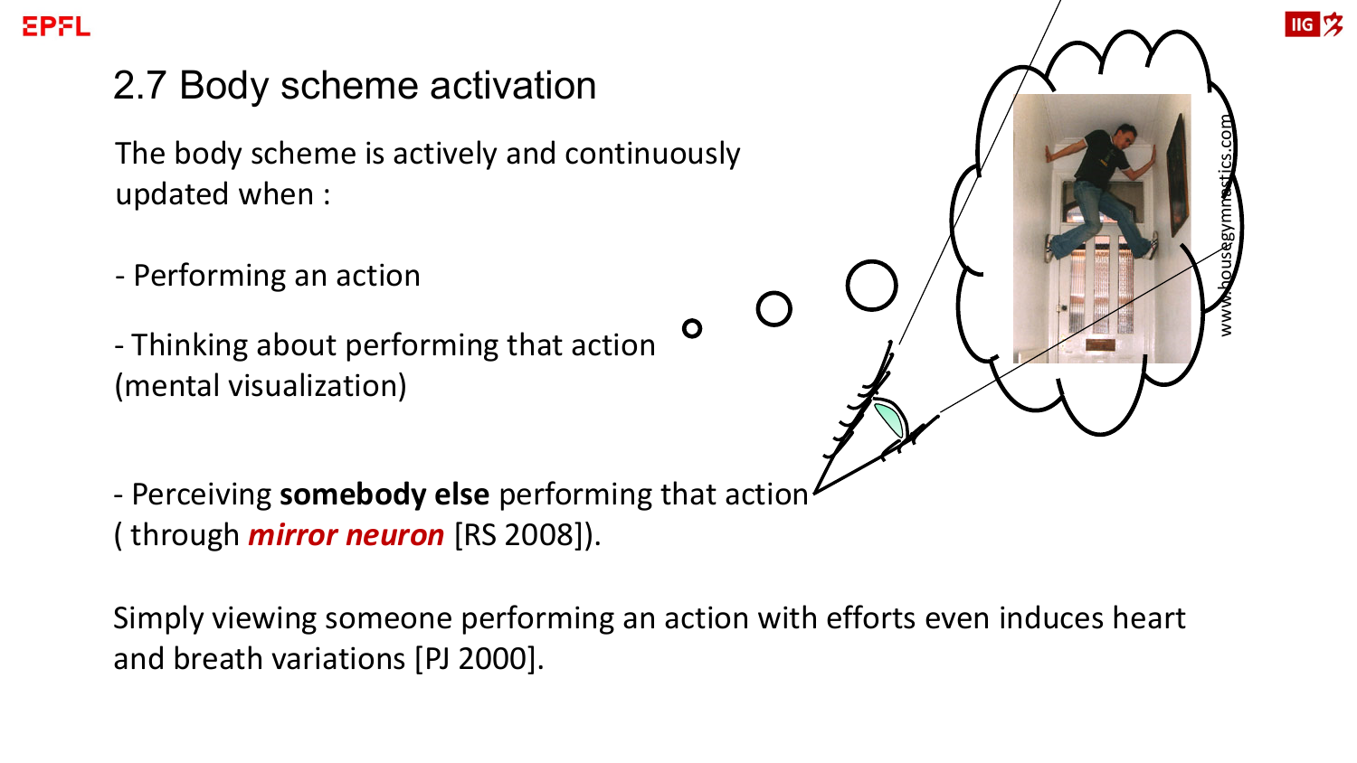## 2.7 Body scheme activation

The body scheme is actively and continuously updated when :

- Performing an action

- Thinking about performing that action (mental visualization)

- Perceiving **somebody else** performing that action ( through ***mirror neuron*** [RS 2008]).

www.housegymnastics.com

Simply viewing someone performing an action with efforts even induces heart and breath variations [PJ 2000].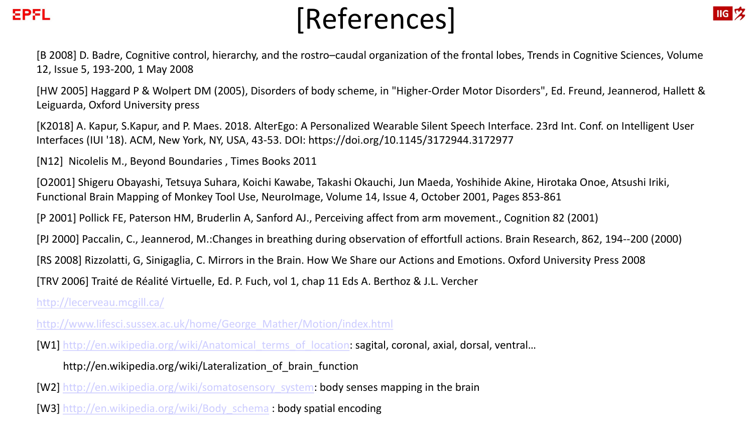# [References]

[B 2008] D. Badre, Cognitive control, hierarchy, and the rostro–caudal organization of the frontal lobes, Trends in Cognitive Sciences, Volume 12, Issue 5, 193-200, 1 May 2008

[HW 2005] Haggard P & Wolpert DM (2005), Disorders of body scheme, in "Higher-Order Motor Disorders", Ed. Freund, Jeannerod, Hallett & Leiguarda, Oxford University press

[K2018] A. Kapur, S.Kapur, and P. Maes. 2018. AlterEgo: A Personalized Wearable Silent Speech Interface. 23rd Int. Conf. on Intelligent User Interfaces (IUI '18). ACM, New York, NY, USA, 43-53. DOI: https://doi.org/10.1145/3172944.3172977

[N12] Nicolelis M., Beyond Boundaries , Times Books 2011

[O2001] Shigeru Obayashi, Tetsuya Suhara, Koichi Kawabe, Takashi Okauchi, Jun Maeda, Yoshihide Akine, Hirotaka Onoe, Atsushi Iriki, Functional Brain Mapping of Monkey Tool Use, NeuroImage, Volume 14, Issue 4, October 2001, Pages 853-861

[P 2001] Pollick FE, Paterson HM, Bruderlin A, Sanford AJ., Perceiving affect from arm movement., Cognition 82 (2001)

[PJ 2000] Paccalin, C., Jeannerod, M.:Changes in breathing during observation of effortfull actions. Brain Research, 862, 194--200 (2000)

[RS 2008] Rizzolatti, G, Sinigaglia, C. Mirrors in the Brain. How We Share our Actions and Emotions. Oxford University Press 2008

[TRV 2006] Traité de Réalité Virtuelle, Ed. P. Fuch, vol 1, chap 11 Eds A. Berthoz & J.L. Vercher

http://lecerveau.mcgill.ca/

http://www.lifesci.sussex.ac.uk/home/George_Mather/Motion/index.html

[W1] http://en.wikipedia.org/wiki/Anatomical_terms_of_location: sagital, coronal, axial, dorsal, ventral…

http://en.wikipedia.org/wiki/Lateralization_of_brain_function

[W2] http://en.wikipedia.org/wiki/somatosensory_system: body senses mapping in the brain

[W3] http://en.wikipedia.org/wiki/Body_schema : body spatial encoding